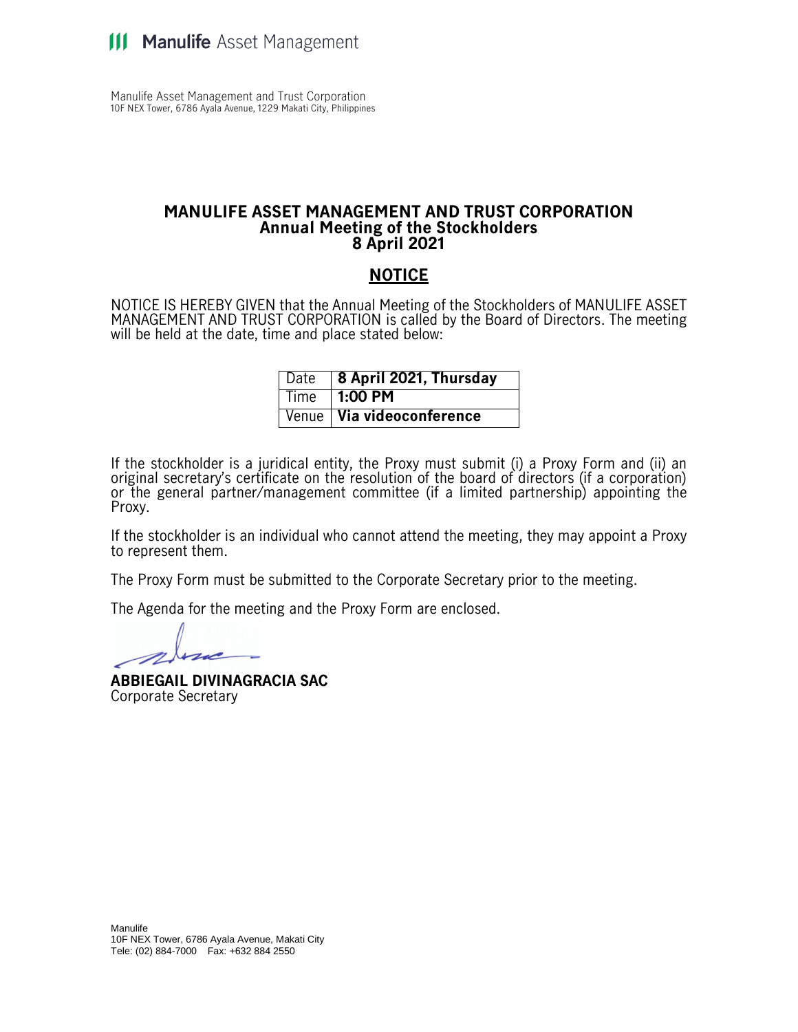**Manulife** Asset Management

Manulife Asset Management and Trust Corporation
10F NEX Tower, 6786 Ayala Avenue, 1229 Makati City, Philippines

# MANULIFE ASSET MANAGEMENT AND TRUST CORPORATION
## Annual Meeting of the Stockholders
## 8 April 2021

## NOTICE

NOTICE IS HEREBY GIVEN that the Annual Meeting of the Stockholders of MANULIFE ASSET MANAGEMENT AND TRUST CORPORATION is called by the Board of Directors. The meeting will be held at the date, time and place stated below:

| Date | **8 April 2021, Thursday** |
|---|---|
| Time | **1:00 PM** |
| Venue | **Via videoconference** |

If the stockholder is a juridical entity, the Proxy must submit (i) a Proxy Form and (ii) an original secretary's certificate on the resolution of the board of directors (if a corporation) or the general partner/management committee (if a limited partnership) appointing the Proxy.

If the stockholder is an individual who cannot attend the meeting, they may appoint a Proxy to represent them.

The Proxy Form must be submitted to the Corporate Secretary prior to the meeting.

The Agenda for the meeting and the Proxy Form are enclosed.

**ABBIEGAIL DIVINAGRACIA SAC**
Corporate Secretary

Manulife
10F NEX Tower, 6786 Ayala Avenue, Makati City
Tele: (02) 884-7000 Fax: +632 884 2550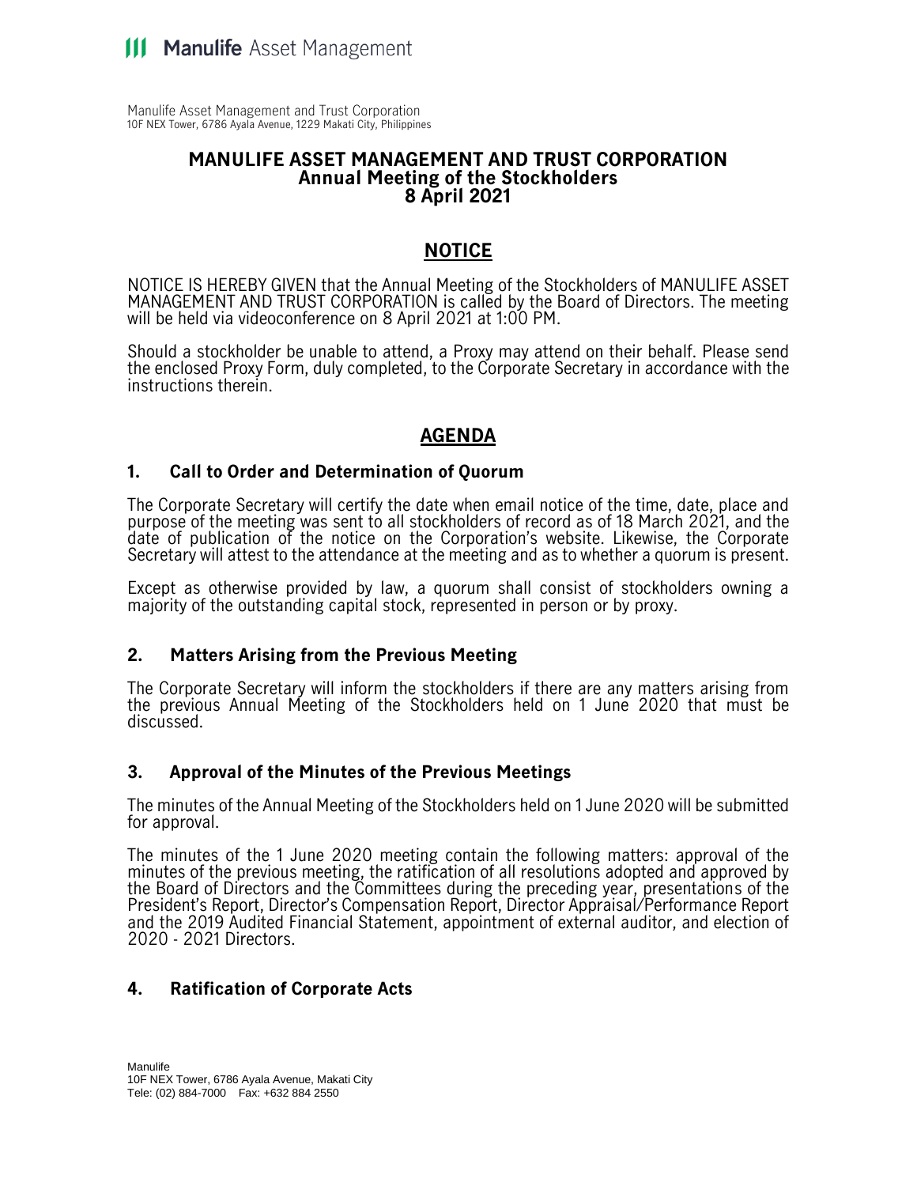# MANULIFE ASSET MANAGEMENT AND TRUST CORPORATION
## Annual Meeting of the Stockholders
## 8 April 2021

## NOTICE

NOTICE IS HEREBY GIVEN that the Annual Meeting of the Stockholders of MANULIFE ASSET MANAGEMENT AND TRUST CORPORATION is called by the Board of Directors. The meeting will be held via videoconference on 8 April 2021 at 1:00 PM.

Should a stockholder be unable to attend, a Proxy may attend on their behalf. Please send the enclosed Proxy Form, duly completed, to the Corporate Secretary in accordance with the instructions therein.

## AGENDA

### 1. Call to Order and Determination of Quorum

The Corporate Secretary will certify the date when email notice of the time, date, place and purpose of the meeting was sent to all stockholders of record as of 18 March 2021, and the date of publication of the notice on the Corporation's website. Likewise, the Corporate Secretary will attest to the attendance at the meeting and as to whether a quorum is present.

Except as otherwise provided by law, a quorum shall consist of stockholders owning a majority of the outstanding capital stock, represented in person or by proxy.

### 2. Matters Arising from the Previous Meeting

The Corporate Secretary will inform the stockholders if there are any matters arising from the previous Annual Meeting of the Stockholders held on 1 June 2020 that must be discussed.

### 3. Approval of the Minutes of the Previous Meetings

The minutes of the Annual Meeting of the Stockholders held on 1 June 2020 will be submitted for approval.

The minutes of the 1 June 2020 meeting contain the following matters: approval of the minutes of the previous meeting, the ratification of all resolutions adopted and approved by the Board of Directors and the Committees during the preceding year, presentations of the President's Report, Director's Compensation Report, Director Appraisal/Performance Report and the 2019 Audited Financial Statement, appointment of external auditor, and election of 2020 - 2021 Directors.

### 4. Ratification of Corporate Acts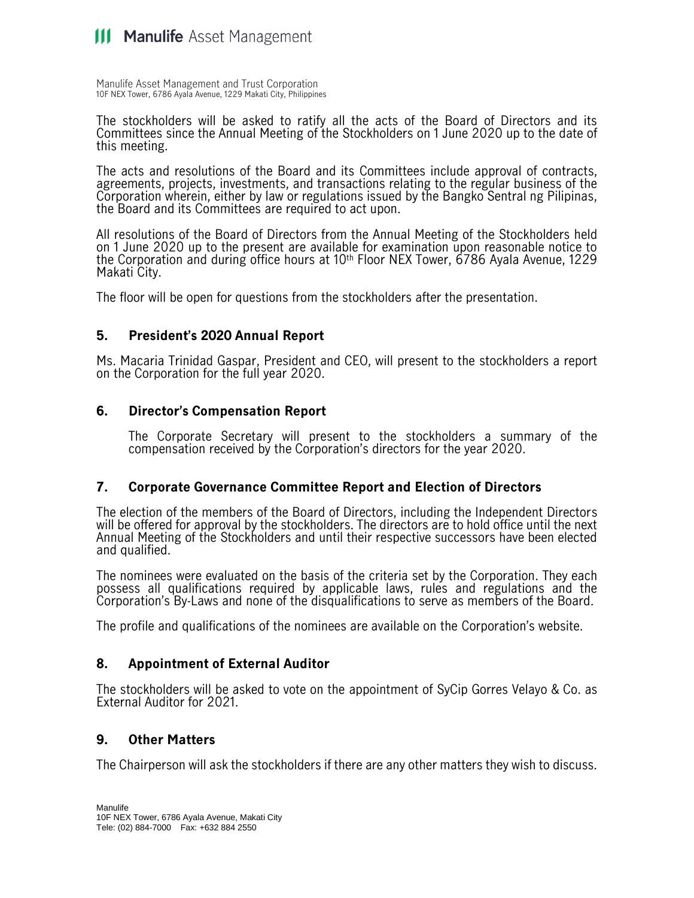The stockholders will be asked to ratify all the acts of the Board of Directors and its Committees since the Annual Meeting of the Stockholders on 1 June 2020 up to the date of this meeting.

The acts and resolutions of the Board and its Committees include approval of contracts, agreements, projects, investments, and transactions relating to the regular business of the Corporation wherein, either by law or regulations issued by the Bangko Sentral ng Pilipinas, the Board and its Committees are required to act upon.

All resolutions of the Board of Directors from the Annual Meeting of the Stockholders held on 1 June 2020 up to the present are available for examination upon reasonable notice to the Corporation and during office hours at 10th Floor NEX Tower, 6786 Ayala Avenue, 1229 Makati City.

The floor will be open for questions from the stockholders after the presentation.

## 5. President's 2020 Annual Report

Ms. Macaria Trinidad Gaspar, President and CEO, will present to the stockholders a report on the Corporation for the full year 2020.

## 6. Director's Compensation Report

The Corporate Secretary will present to the stockholders a summary of the compensation received by the Corporation's directors for the year 2020.

## 7. Corporate Governance Committee Report and Election of Directors

The election of the members of the Board of Directors, including the Independent Directors will be offered for approval by the stockholders. The directors are to hold office until the next Annual Meeting of the Stockholders and until their respective successors have been elected and qualified.

The nominees were evaluated on the basis of the criteria set by the Corporation. They each possess all qualifications required by applicable laws, rules and regulations and the Corporation's By-Laws and none of the disqualifications to serve as members of the Board.

The profile and qualifications of the nominees are available on the Corporation's website.

## 8. Appointment of External Auditor

The stockholders will be asked to vote on the appointment of SyCip Gorres Velayo & Co. as External Auditor for 2021.

## 9. Other Matters

The Chairperson will ask the stockholders if there are any other matters they wish to discuss.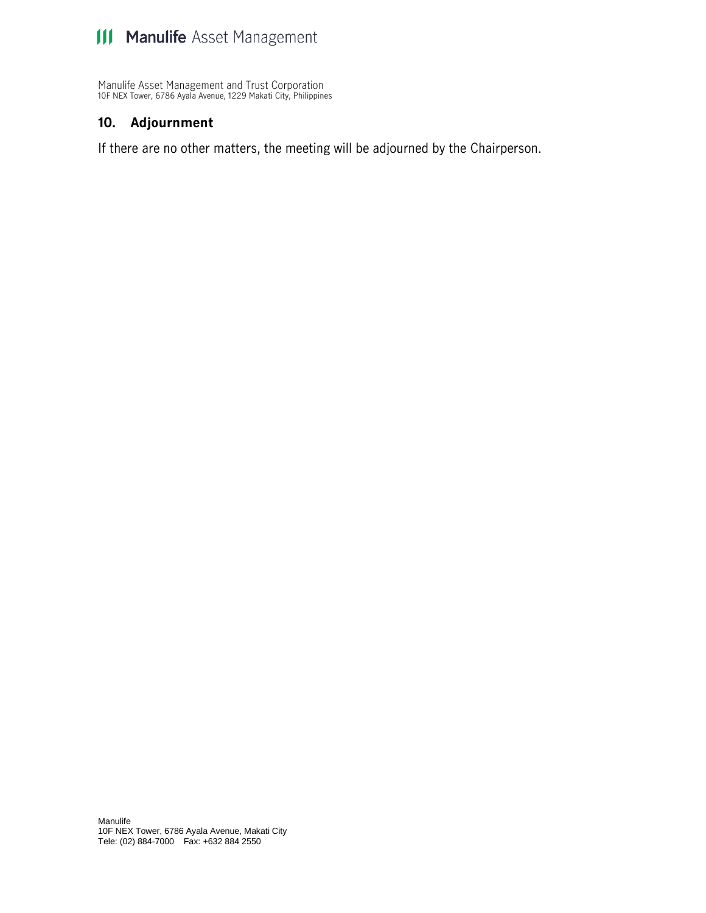## 10. Adjournment

If there are no other matters, the meeting will be adjourned by the Chairperson.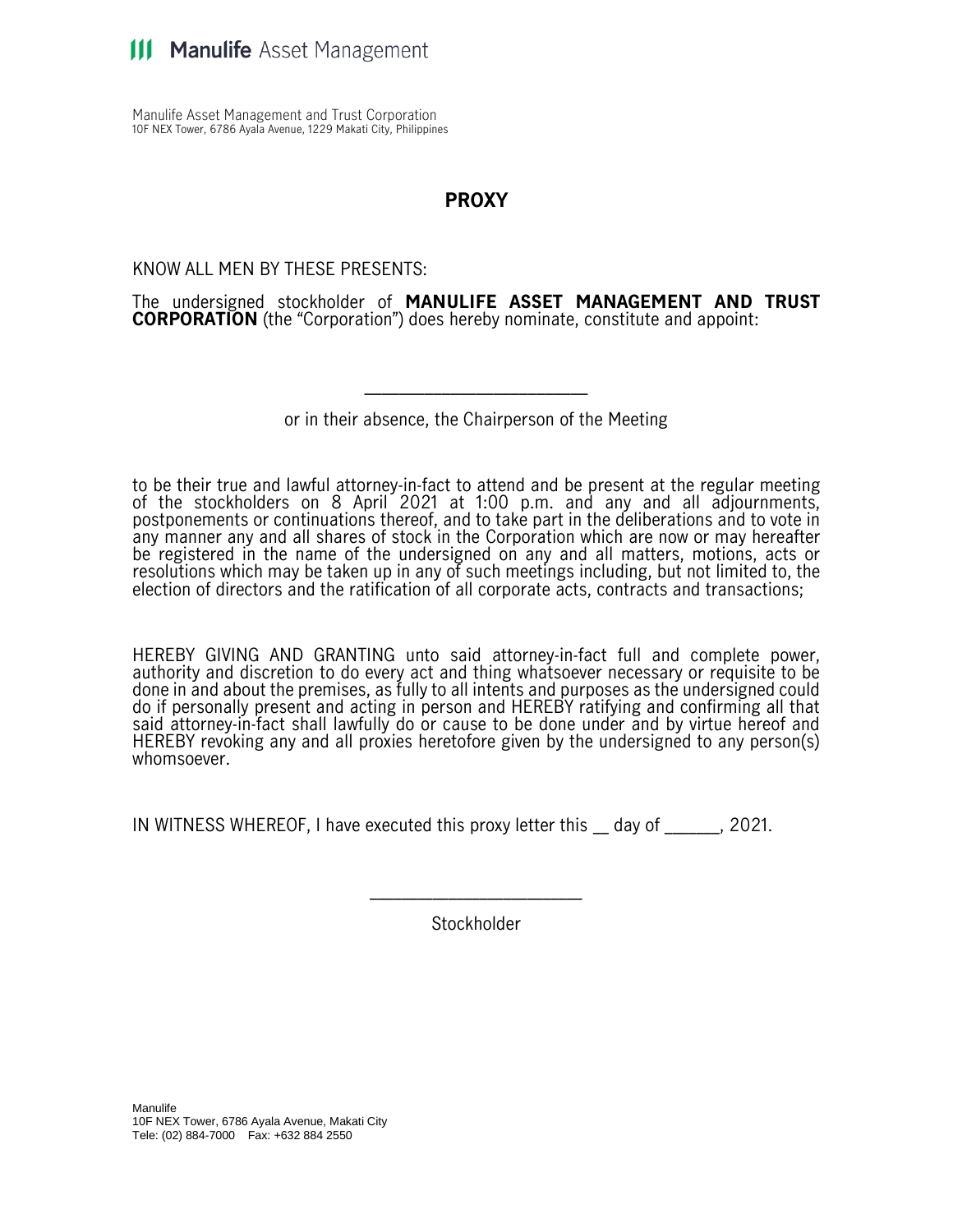Manulife Asset Management

Manulife Asset Management and Trust Corporation
10F NEX Tower, 6786 Ayala Avenue, 1229 Makati City, Philippines

# PROXY

KNOW ALL MEN BY THESE PRESENTS:

The undersigned stockholder of **MANULIFE ASSET MANAGEMENT AND TRUST CORPORATION** (the "Corporation") does hereby nominate, constitute and appoint:

\_\_\_\_\_\_\_\_\_\_\_\_\_\_\_\_\_\_\_\_\_\_\_\_\_

or in their absence, the Chairperson of the Meeting

to be their true and lawful attorney-in-fact to attend and be present at the regular meeting of the stockholders on 8 April 2021 at 1:00 p.m. and any and all adjournments, postponements or continuations thereof, and to take part in the deliberations and to vote in any manner any and all shares of stock in the Corporation which are now or may hereafter be registered in the name of the undersigned on any and all matters, motions, acts or resolutions which may be taken up in any of such meetings including, but not limited to, the election of directors and the ratification of all corporate acts, contracts and transactions;

HEREBY GIVING AND GRANTING unto said attorney-in-fact full and complete power, authority and discretion to do every act and thing whatsoever necessary or requisite to be done in and about the premises, as fully to all intents and purposes as the undersigned could do if personally present and acting in person and HEREBY ratifying and confirming all that said attorney-in-fact shall lawfully do or cause to be done under and by virtue hereof and HEREBY revoking any and all proxies heretofore given by the undersigned to any person(s) whomsoever.

IN WITNESS WHEREOF, I have executed this proxy letter this \_\_ day of \_\_\_\_\_\_, 2021.

\_\_\_\_\_\_\_\_\_\_\_\_\_\_\_\_\_\_\_\_\_\_\_\_\_

Stockholder

Manulife
10F NEX Tower, 6786 Ayala Avenue, Makati City
Tele: (02) 884-7000 Fax: +632 884 2550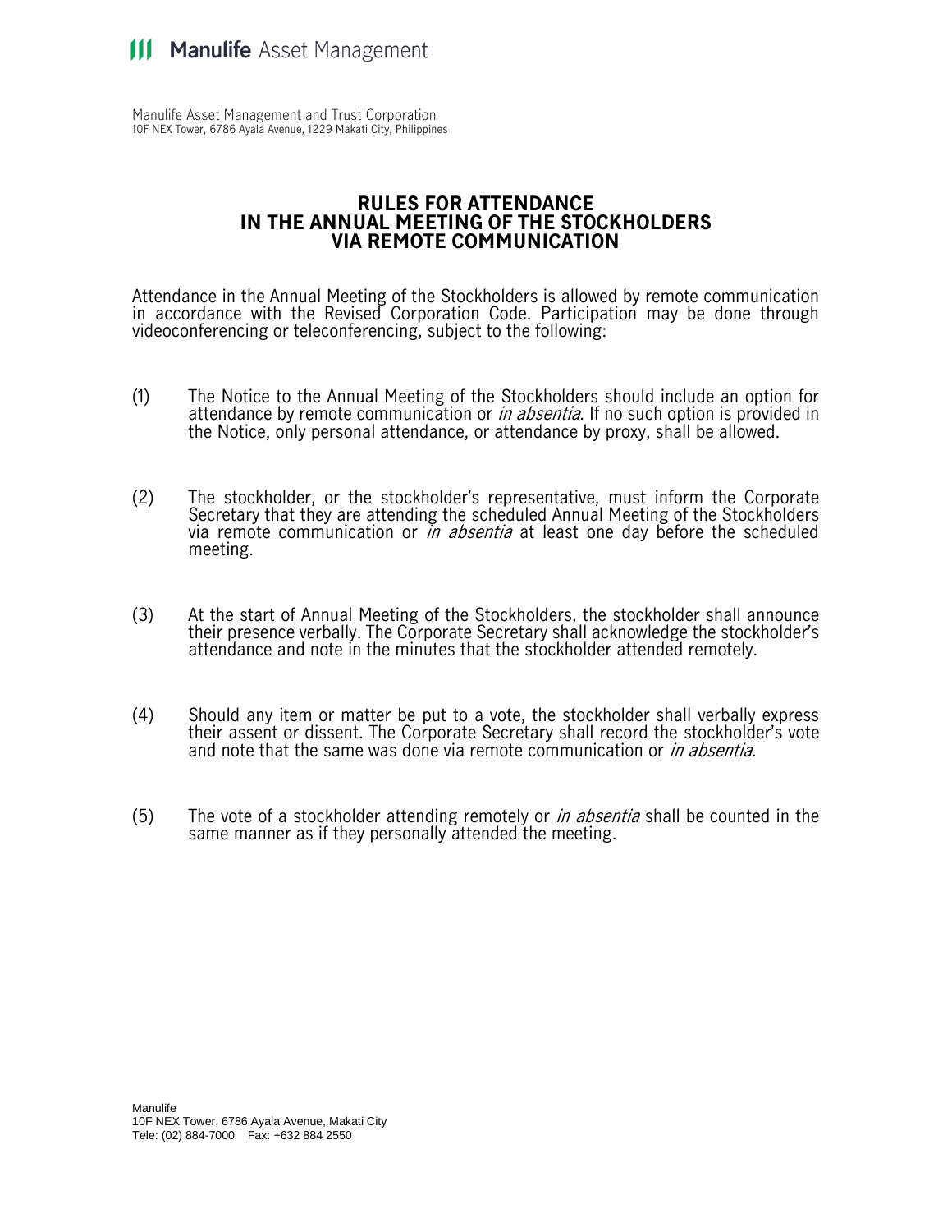Manulife Asset Management

Manulife Asset Management and Trust Corporation
10F NEX Tower, 6786 Ayala Avenue, 1229 Makati City, Philippines

# RULES FOR ATTENDANCE IN THE ANNUAL MEETING OF THE STOCKHOLDERS VIA REMOTE COMMUNICATION

Attendance in the Annual Meeting of the Stockholders is allowed by remote communication in accordance with the Revised Corporation Code. Participation may be done through videoconferencing or teleconferencing, subject to the following:

(1) The Notice to the Annual Meeting of the Stockholders should include an option for attendance by remote communication or *in absentia*. If no such option is provided in the Notice, only personal attendance, or attendance by proxy, shall be allowed.

(2) The stockholder, or the stockholder's representative, must inform the Corporate Secretary that they are attending the scheduled Annual Meeting of the Stockholders via remote communication or *in absentia* at least one day before the scheduled meeting.

(3) At the start of Annual Meeting of the Stockholders, the stockholder shall announce their presence verbally. The Corporate Secretary shall acknowledge the stockholder's attendance and note in the minutes that the stockholder attended remotely.

(4) Should any item or matter be put to a vote, the stockholder shall verbally express their assent or dissent. The Corporate Secretary shall record the stockholder's vote and note that the same was done via remote communication or *in absentia*.

(5) The vote of a stockholder attending remotely or *in absentia* shall be counted in the same manner as if they personally attended the meeting.

Manulife
10F NEX Tower, 6786 Ayala Avenue, Makati City
Tele: (02) 884-7000 Fax: +632 884 2550